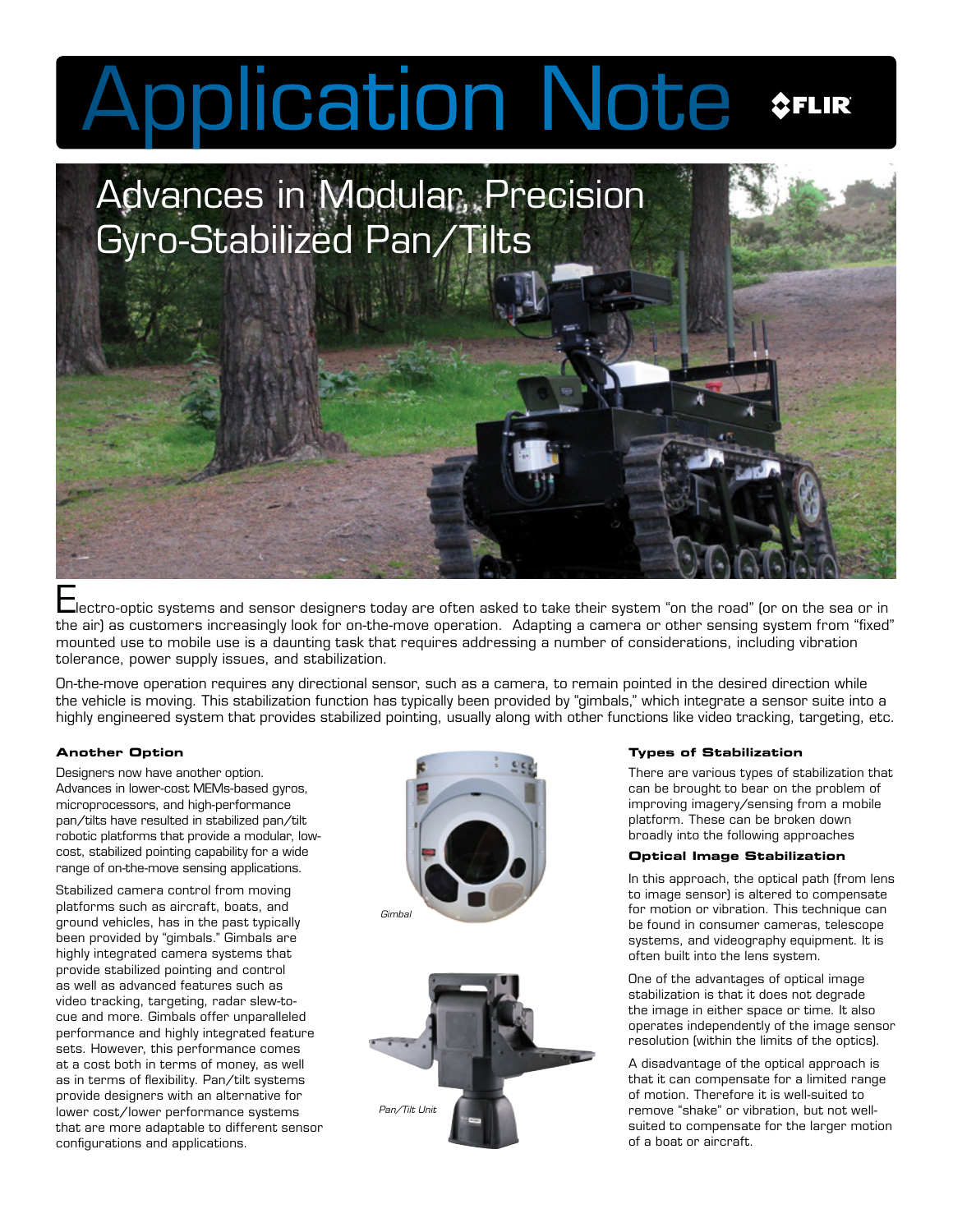# Application Note

## Advances in Modular, Precision Gyro-Stabilized Pan/Tilts

Electro-optic systems and sensor designers today are often asked to take their system "on the road" (or on the sea or in the air) as customers increasingly look for on-the-move operation. Adapting a camera or other sensing system from "fixed" mounted use to mobile use is a daunting task that requires addressing a number of considerations, including vibration tolerance, power supply issues, and stabilization.

On-the-move operation requires any directional sensor, such as a camera, to remain pointed in the desired direction while the vehicle is moving. This stabilization function has typically been provided by "gimbals," which integrate a sensor suite into a highly engineered system that provides stabilized pointing, usually along with other functions like video tracking, targeting, etc.

### Another Option

Designers now have another option. Advances in lower-cost MEMs-based gyros, microprocessors, and high-performance pan/tilts have resulted in stabilized pan/tilt robotic platforms that provide a modular, low-cost, stabilized pointing capability for a wide range of on-the-move sensing applications.

Stabilized camera control from moving platforms such as aircraft, boats, and ground vehicles, has in the past typically been provided by "gimbals." Gimbals are highly integrated camera systems that provide stabilized pointing and control as well as advanced features such as video tracking, targeting, radar slew-to-cue and more. Gimbals offer unparalleled performance and highly integrated feature sets. However, this performance comes at a cost both in terms of money, as well as in terms of flexibility. Pan/tilt systems provide designers with an alternative for lower cost/lower performance systems that are more adaptable to different sensor configurations and applications.

*Gimbal*

*Pan/Tilt Unit*

### Types of Stabilization

There are various types of stabilization that can be brought to bear on the problem of improving imagery/sensing from a mobile platform. These can be broken down broadly into the following approaches

#### Optical Image Stabilization

In this approach, the optical path (from lens to image sensor) is altered to compensate for motion or vibration. This technique can be found in consumer cameras, telescope systems, and videography equipment. It is often built into the lens system.

One of the advantages of optical image stabilization is that it does not degrade the image in either space or time. It also operates independently of the image sensor resolution (within the limits of the optics).

A disadvantage of the optical approach is that it can compensate for a limited range of motion. Therefore it is well-suited to remove "shake" or vibration, but not well-suited to compensate for the larger motion of a boat or aircraft.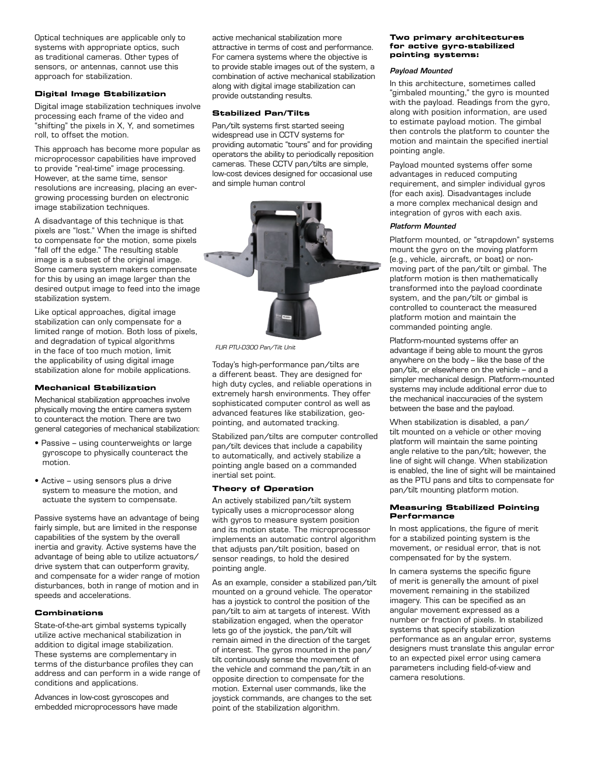Optical techniques are applicable only to systems with appropriate optics, such as traditional cameras. Other types of sensors, or antennas, cannot use this approach for stabilization.

### Digital Image Stabilization

Digital image stabilization techniques involve processing each frame of the video and "shifting" the pixels in X, Y, and sometimes roll, to offset the motion.

This approach has become more popular as microprocessor capabilities have improved to provide "real-time" image processing. However, at the same time, sensor resolutions are increasing, placing an ever-growing processing burden on electronic image stabilization techniques.

A disadvantage of this technique is that pixels are "lost." When the image is shifted to compensate for the motion, some pixels "fall off the edge." The resulting stable image is a subset of the original image. Some camera system makers compensate for this by using an image larger than the desired output image to feed into the image stabilization system.

Like optical approaches, digital image stabilization can only compensate for a limited range of motion. Both loss of pixels, and degradation of typical algorithms in the face of too much motion, limit the applicability of using digital image stabilization alone for mobile applications.

### Mechanical Stabilization

Mechanical stabilization approaches involve physically moving the entire camera system to counteract the motion. There are two general categories of mechanical stabilization:

- Passive – using counterweights or large gyroscope to physically counteract the motion.
- Active – using sensors plus a drive system to measure the motion, and actuate the system to compensate.

Passive systems have an advantage of being fairly simple, but are limited in the response capabilities of the system by the overall inertia and gravity. Active systems have the advantage of being able to utilize actuators/drive system that can outperform gravity, and compensate for a wider range of motion disturbances, both in range of motion and in speeds and accelerations.

### Combinations

State-of-the-art gimbal systems typically utilize active mechanical stabilization in addition to digital image stabilization. These systems are complementary in terms of the disturbance profiles they can address and can perform in a wide range of conditions and applications.

Advances in low-cost gyroscopes and embedded microprocessors have made active mechanical stabilization more attractive in terms of cost and performance. For camera systems where the objective is to provide stable images out of the system, a combination of active mechanical stabilization along with digital image stabilization can provide outstanding results.

### Stabilized Pan/Tilts

Pan/tilt systems first started seeing widespread use in CCTV systems for providing automatic "tours" and for providing operators the ability to periodically reposition cameras. These CCTV pan/tilts are simple, low-cost devices designed for occasional use and simple human control

*FLIR PTU-D300 Pan/Tilt Unit*

Today's high-performance pan/tilts are a different beast. They are designed for high duty cycles, and reliable operations in extremely harsh environments. They offer sophisticated computer control as well as advanced features like stabilization, geo-pointing, and automated tracking.

Stabilized pan/tilts are computer controlled pan/tilt devices that include a capability to automatically, and actively stabilize a pointing angle based on a commanded inertial set point.

### Theory of Operation

An actively stabilized pan/tilt system typically uses a microprocessor along with gyros to measure system position and its motion state. The microprocessor implements an automatic control algorithm that adjusts pan/tilt position, based on sensor readings, to hold the desired pointing angle.

As an example, consider a stabilized pan/tilt mounted on a ground vehicle. The operator has a joystick to control the position of the pan/tilt to aim at targets of interest. With stabilization engaged, when the operator lets go of the joystick, the pan/tilt will remain aimed in the direction of the target of interest. The gyros mounted in the pan/tilt continuously sense the movement of the vehicle and command the pan/tilt in an opposite direction to compensate for the motion. External user commands, like the joystick commands, are changes to the set point of the stabilization algorithm.

### Two primary architectures for active gyro-stabilized pointing systems:

#### *Payload Mounted*

In this architecture, sometimes called "gimbaled mounting," the gyro is mounted with the payload. Readings from the gyro, along with position information, are used to estimate payload motion. The gimbal then controls the platform to counter the motion and maintain the specified inertial pointing angle.

Payload mounted systems offer some advantages in reduced computing requirement, and simpler individual gyros (for each axis). Disadvantages include a more complex mechanical design and integration of gyros with each axis.

#### *Platform Mounted*

Platform mounted, or "strapdown" systems mount the gyro on the moving platform (e.g., vehicle, aircraft, or boat) or non-moving part of the pan/tilt or gimbal. The platform motion is then mathematically transformed into the payload coordinate system, and the pan/tilt or gimbal is controlled to counteract the measured platform motion and maintain the commanded pointing angle.

Platform-mounted systems offer an advantage if being able to mount the gyros anywhere on the body – like the base of the pan/tilt, or elsewhere on the vehicle – and a simpler mechanical design. Platform-mounted systems may include additional error due to the mechanical inaccuracies of the system between the base and the payload.

When stabilization is disabled, a pan/tilt mounted on a vehicle or other moving platform will maintain the same pointing angle relative to the pan/tilt; however, the line of sight will change. When stabilization is enabled, the line of sight will be maintained as the PTU pans and tilts to compensate for pan/tilt mounting platform motion.

### Measuring Stabilized Pointing Performance

In most applications, the figure of merit for a stabilized pointing system is the movement, or residual error, that is not compensated for by the system.

In camera systems the specific figure of merit is generally the amount of pixel movement remaining in the stabilized imagery. This can be specified as an angular movement expressed as a number or fraction of pixels. In stabilized systems that specify stabilization performance as an angular error, systems designers must translate this angular error to an expected pixel error using camera parameters including field-of-view and camera resolutions.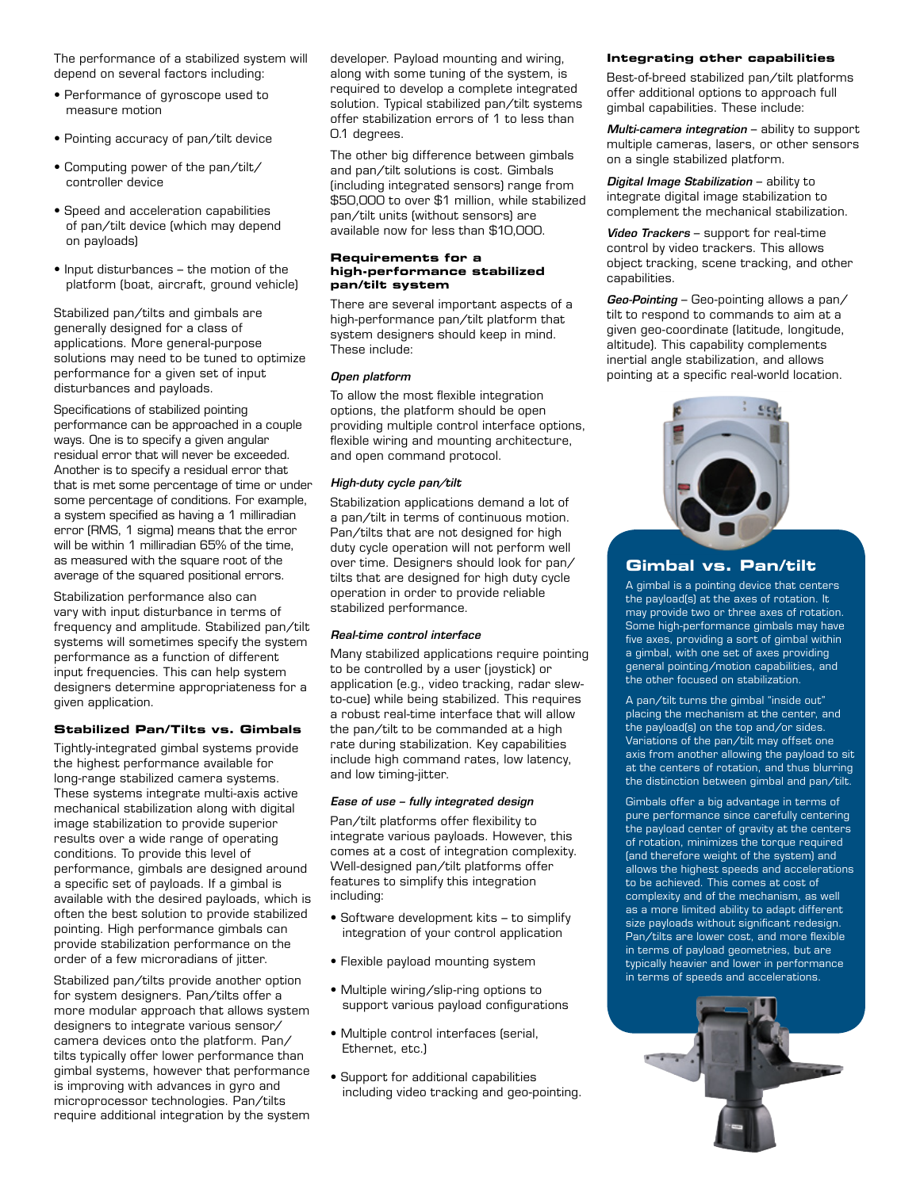The performance of a stabilized system will depend on several factors including:

- Performance of gyroscope used to measure motion
- Pointing accuracy of pan/tilt device
- Computing power of the pan/tilt/controller device
- Speed and acceleration capabilities of pan/tilt device (which may depend on payloads)
- Input disturbances – the motion of the platform (boat, aircraft, ground vehicle)

Stabilized pan/tilts and gimbals are generally designed for a class of applications. More general-purpose solutions may need to be tuned to optimize performance for a given set of input disturbances and payloads.

Specifications of stabilized pointing performance can be approached in a couple ways. One is to specify a given angular residual error that will never be exceeded. Another is to specify a residual error that that is met some percentage of time or under some percentage of conditions. For example, a system specified as having a 1 milliradian error (RMS, 1 sigma) means that the error will be within 1 milliradian 65% of the time, as measured with the square root of the average of the squared positional errors.

Stabilization performance also can vary with input disturbance in terms of frequency and amplitude. Stabilized pan/tilt systems will sometimes specify the system performance as a function of different input frequencies. This can help system designers determine appropriateness for a given application.

### Stabilized Pan/Tilts vs. Gimbals

Tightly-integrated gimbal systems provide the highest performance available for long-range stabilized camera systems. These systems integrate multi-axis active mechanical stabilization along with digital image stabilization to provide superior results over a wide range of operating conditions. To provide this level of performance, gimbals are designed around a specific set of payloads. If a gimbal is available with the desired payloads, which is often the best solution to provide stabilized pointing. High performance gimbals can provide stabilization performance on the order of a few microradians of jitter.

Stabilized pan/tilts provide another option for system designers. Pan/tilts offer a more modular approach that allows system designers to integrate various sensor/camera devices onto the platform. Pan/tilts typically offer lower performance than gimbal systems, however that performance is improving with advances in gyro and microprocessor technologies. Pan/tilts require additional integration by the system developer. Payload mounting and wiring, along with some tuning of the system, is required to develop a complete integrated solution. Typical stabilized pan/tilt systems offer stabilization errors of 1 to less than 0.1 degrees.

The other big difference between gimbals and pan/tilt solutions is cost. Gimbals (including integrated sensors) range from $50,000 to over $1 million, while stabilized pan/tilt units (without sensors) are available now for less than $10,000.

### Requirements for a high-performance stabilized pan/tilt system

There are several important aspects of a high-performance pan/tilt platform that system designers should keep in mind. These include:

#### *Open platform*

To allow the most flexible integration options, the platform should be open providing multiple control interface options, flexible wiring and mounting architecture, and open command protocol.

#### *High-duty cycle pan/tilt*

Stabilization applications demand a lot of a pan/tilt in terms of continuous motion. Pan/tilts that are not designed for high duty cycle operation will not perform well over time. Designers should look for pan/tilts that are designed for high duty cycle operation in order to provide reliable stabilized performance.

#### *Real-time control interface*

Many stabilized applications require pointing to be controlled by a user (joystick) or application (e.g., video tracking, radar slew-to-cue) while being stabilized. This requires a robust real-time interface that will allow the pan/tilt to be commanded at a high rate during stabilization. Key capabilities include high command rates, low latency, and low timing-jitter.

#### *Ease of use – fully integrated design*

Pan/tilt platforms offer flexibility to integrate various payloads. However, this comes at a cost of integration complexity. Well-designed pan/tilt platforms offer features to simplify this integration including:

- Software development kits – to simplify integration of your control application
- Flexible payload mounting system
- Multiple wiring/slip-ring options to support various payload configurations
- Multiple control interfaces (serial, Ethernet, etc.)
- Support for additional capabilities including video tracking and geo-pointing.

### Integrating other capabilities

Best-of-breed stabilized pan/tilt platforms offer additional options to approach full gimbal capabilities. These include:

***Multi-camera integration*** – ability to support multiple cameras, lasers, or other sensors on a single stabilized platform.

***Digital Image Stabilization*** – ability to integrate digital image stabilization to complement the mechanical stabilization.

***Video Trackers*** – support for real-time control by video trackers. This allows object tracking, scene tracking, and other capabilities.

***Geo-Pointing*** – Geo-pointing allows a pan/tilt to respond to commands to aim at a given geo-coordinate (latitude, longitude, altitude). This capability complements inertial angle stabilization, and allows pointing at a specific real-world location.

### Gimbal vs. Pan/tilt

A gimbal is a pointing device that centers the payload(s) at the axes of rotation. It may provide two or three axes of rotation. Some high-performance gimbals may have five axes, providing a sort of gimbal within a gimbal, with one set of axes providing general pointing/motion capabilities, and the other focused on stabilization.

A pan/tilt turns the gimbal "inside out" placing the mechanism at the center, and the payload(s) on the top and/or sides. Variations of the pan/tilt may offset one axis from another allowing the payload to sit at the centers of rotation, and thus blurring the distinction between gimbal and pan/tilt.

Gimbals offer a big advantage in terms of pure performance since carefully centering the payload center of gravity at the centers of rotation, minimizes the torque required (and therefore weight of the system) and allows the highest speeds and accelerations to be achieved. This comes at cost of complexity and of the mechanism, as well as a more limited ability to adapt different size payloads without significant redesign. Pan/tilts are lower cost, and more flexible in terms of payload geometries, but are typically heavier and lower in performance in terms of speeds and accelerations.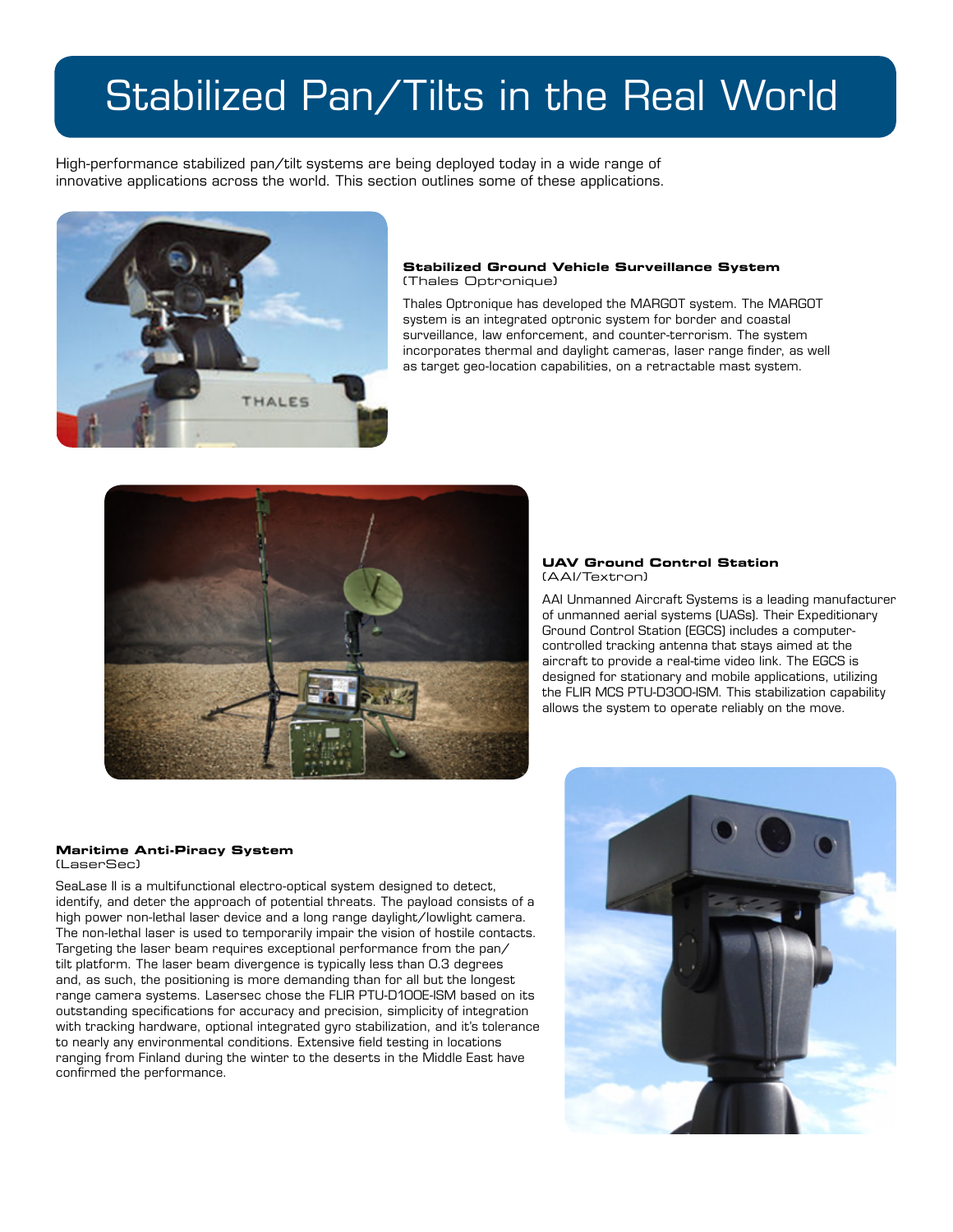# Stabilized Pan/Tilts in the Real World

High-performance stabilized pan/tilt systems are being deployed today in a wide range of innovative applications across the world. This section outlines some of these applications.

**Stabilized Ground Vehicle Surveillance System**
(Thales Optronique)

Thales Optronique has developed the MARGOT system. The MARGOT system is an integrated optronic system for border and coastal surveillance, law enforcement, and counter-terrorism. The system incorporates thermal and daylight cameras, laser range finder, as well as target geo-location capabilities, on a retractable mast system.

**UAV Ground Control Station**
(AAI/Textron)

AAI Unmanned Aircraft Systems is a leading manufacturer of unmanned aerial systems (UASs). Their Expeditionary Ground Control Station (EGCS) includes a computer-controlled tracking antenna that stays aimed at the aircraft to provide a real-time video link. The EGCS is designed for stationary and mobile applications, utilizing the FLIR MCS PTU-D300-ISM. This stabilization capability allows the system to operate reliably on the move.

**Maritime Anti-Piracy System**
(LaserSec)

SeaLase II is a multifunctional electro-optical system designed to detect, identify, and deter the approach of potential threats. The payload consists of a high power non-lethal laser device and a long range daylight/lowlight camera. The non-lethal laser is used to temporarily impair the vision of hostile contacts. Targeting the laser beam requires exceptional performance from the pan/tilt platform. The laser beam divergence is typically less than 0.3 degrees and, as such, the positioning is more demanding than for all but the longest range camera systems. Lasersec chose the FLIR PTU-D100E-ISM based on its outstanding specifications for accuracy and precision, simplicity of integration with tracking hardware, optional integrated gyro stabilization, and it's tolerance to nearly any environmental conditions. Extensive field testing in locations ranging from Finland during the winter to the deserts in the Middle East have confirmed the performance.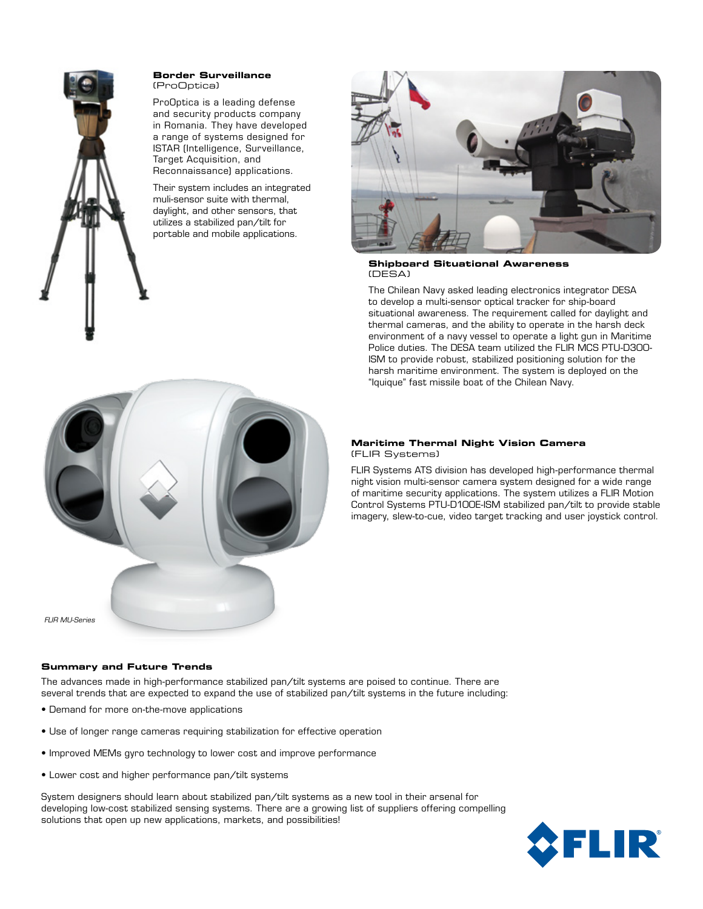### Border Surveillance
(ProOptica)

ProOptica is a leading defense and security products company in Romania. They have developed a range of systems designed for ISTAR (Intelligence, Surveillance, Target Acquisition, and Reconnaissance) applications.

Their system includes an integrated muli-sensor suite with thermal, daylight, and other sensors, that utilizes a stabilized pan/tilt for portable and mobile applications.

### Shipboard Situational Awareness
(DESA)

The Chilean Navy asked leading electronics integrator DESA to develop a multi-sensor optical tracker for ship-board situational awareness. The requirement called for daylight and thermal cameras, and the ability to operate in the harsh deck environment of a navy vessel to operate a light gun in Maritime Police duties. The DESA team utilized the FLIR MCS PTU-D300-ISM to provide robust, stabilized positioning solution for the harsh maritime environment. The system is deployed on the "Iquique" fast missile boat of the Chilean Navy.

### Maritime Thermal Night Vision Camera
(FLIR Systems)

FLIR Systems ATS division has developed high-performance thermal night vision multi-sensor camera system designed for a wide range of maritime security applications. The system utilizes a FLIR Motion Control Systems PTU-D100E-ISM stabilized pan/tilt to provide stable imagery, slew-to-cue, video target tracking and user joystick control.

*FLIR MU-Series*

### Summary and Future Trends

The advances made in high-performance stabilized pan/tilt systems are poised to continue. There are several trends that are expected to expand the use of stabilized pan/tilt systems in the future including:

- Demand for more on-the-move applications
- Use of longer range cameras requiring stabilization for effective operation
- Improved MEMs gyro technology to lower cost and improve performance
- Lower cost and higher performance pan/tilt systems

System designers should learn about stabilized pan/tilt systems as a new tool in their arsenal for developing low-cost stabilized sensing systems. There are a growing list of suppliers offering compelling solutions that open up new applications, markets, and possibilities!